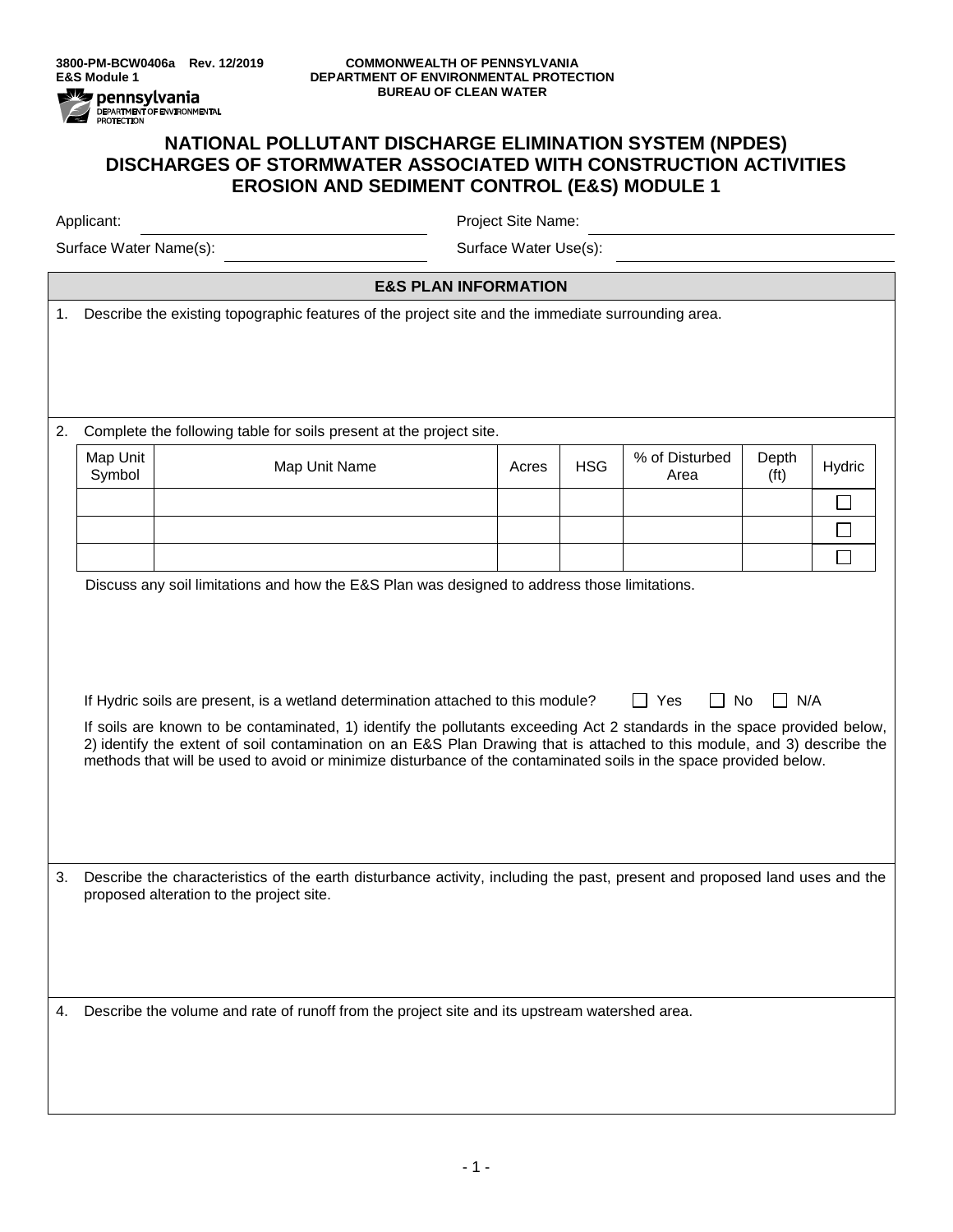3800-PM-BCW0406a Rev. 12/2019
E&S Module 1

COMMONWEALTH OF PENNSYLVANIA
DEPARTMENT OF ENVIRONMENTAL PROTECTION
BUREAU OF CLEAN WATER

# NATIONAL POLLUTANT DISCHARGE ELIMINATION SYSTEM (NPDES) DISCHARGES OF STORMWATER ASSOCIATED WITH CONSTRUCTION ACTIVITIES EROSION AND SEDIMENT CONTROL (E&S) MODULE 1

Applicant: ____________________ Project Site Name: ____________________

Surface Water Name(s): ____________________ Surface Water Use(s): ____________________

## E&S PLAN INFORMATION

1. Describe the existing topographic features of the project site and the immediate surrounding area.

2. Complete the following table for soils present at the project site.

| Map Unit Symbol | Map Unit Name | Acres | HSG | % of Disturbed Area | Depth (ft) | Hydric |
|---|---|---|---|---|---|---|
| | | | | | | ☐ |
| | | | | | | ☐ |
| | | | | | | ☐ |

Discuss any soil limitations and how the E&S Plan was designed to address those limitations.

If Hydric soils are present, is a wetland determination attached to this module? ☐ Yes ☐ No ☐ N/A

If soils are known to be contaminated, 1) identify the pollutants exceeding Act 2 standards in the space provided below, 2) identify the extent of soil contamination on an E&S Plan Drawing that is attached to this module, and 3) describe the methods that will be used to avoid or minimize disturbance of the contaminated soils in the space provided below.

3. Describe the characteristics of the earth disturbance activity, including the past, present and proposed land uses and the proposed alteration to the project site.

4. Describe the volume and rate of runoff from the project site and its upstream watershed area.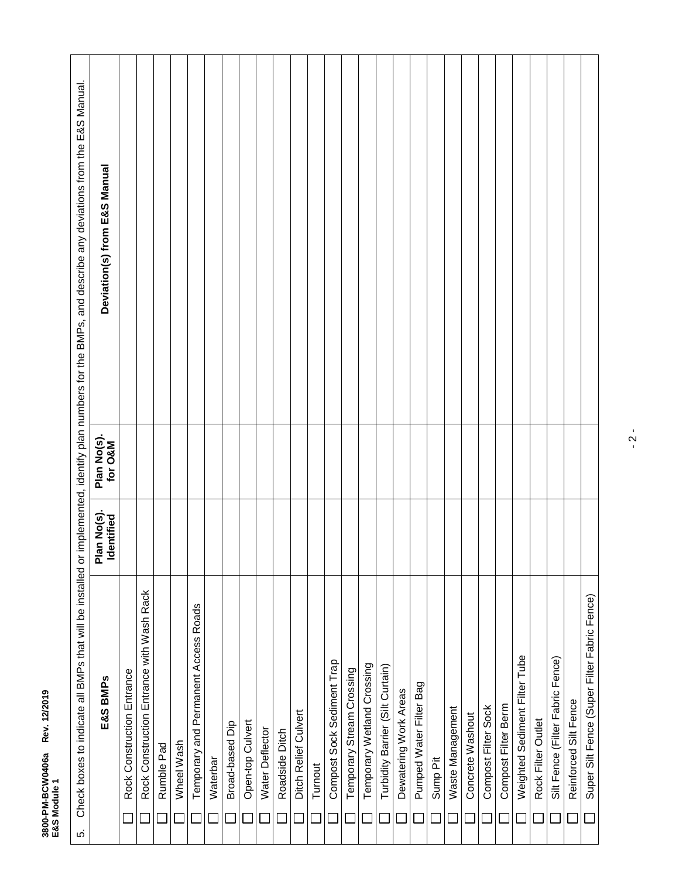5. Check boxes to indicate all BMPs that will be installed or implemented, identify plan numbers for the BMPs, and describe any deviations from the E&S Manual.

| E&S BMPs | Plan No(s). Identified | Plan No(s). for O&M | Deviation(s) from E&S Manual |
|---|---|---|---|
| ☐ Rock Construction Entrance | | | |
| ☐ Rock Construction Entrance with Wash Rack | | | |
| ☐ Rumble Pad | | | |
| ☐ Wheel Wash | | | |
| ☐ Temporary and Permanent Access Roads | | | |
| ☐ Waterbar | | | |
| ☐ Broad-based Dip | | | |
| ☐ Open-top Culvert | | | |
| ☐ Water Deflector | | | |
| ☐ Roadside Ditch | | | |
| ☐ Ditch Relief Culvert | | | |
| ☐ Turnout | | | |
| ☐ Compost Sock Sediment Trap | | | |
| ☐ Temporary Stream Crossing | | | |
| ☐ Temporary Wetland Crossing | | | |
| ☐ Turbidity Barrier (Silt Curtain) | | | |
| ☐ Dewatering Work Areas | | | |
| ☐ Pumped Water Filter Bag | | | |
| ☐ Sump Pit | | | |
| ☐ Waste Management | | | |
| ☐ Concrete Washout | | | |
| ☐ Compost Filter Sock | | | |
| ☐ Compost Filter Berm | | | |
| ☐ Weighted Sediment Filter Tube | | | |
| ☐ Rock Filter Outlet | | | |
| ☐ Silt Fence (Filter Fabric Fence) | | | |
| ☐ Reinforced Silt Fence | | | |
| ☐ Super Silt Fence (Super Filter Fabric Fence) | | | |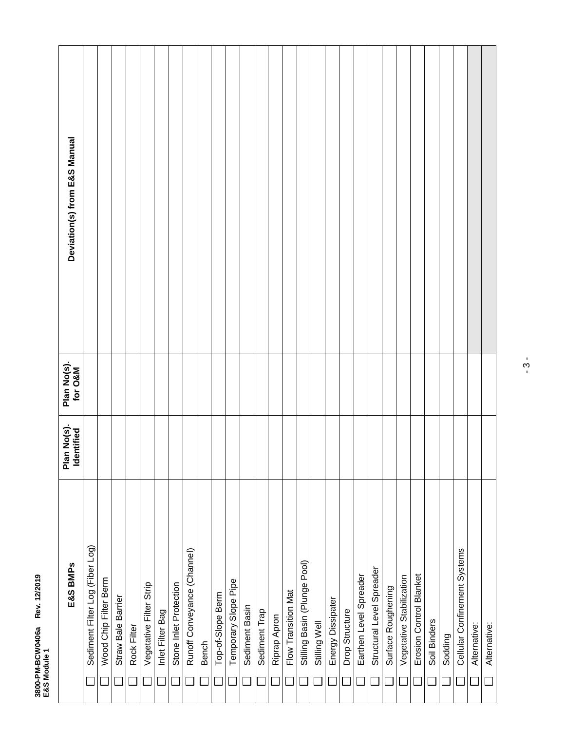| E&S BMPs | Plan No(s). Identified | Plan No(s). for O&M | Deviation(s) from E&S Manual |
|---|---|---|---|
| ☐ Sediment Filter Log (Fiber Log) | | | |
| ☐ Wood Chip Filter Berm | | | |
| ☐ Straw Bale Barrier | | | |
| ☐ Rock Filter | | | |
| ☐ Vegetative Filter Strip | | | |
| ☐ Inlet Filter Bag | | | |
| ☐ Stone Inlet Protection | | | |
| ☐ Runoff Conveyance (Channel) | | | |
| ☐ Bench | | | |
| ☐ Top-of-Slope Berm | | | |
| ☐ Temporary Slope Pipe | | | |
| ☐ Sediment Basin | | | |
| ☐ Sediment Trap | | | |
| ☐ Riprap Apron | | | |
| ☐ Flow Transition Mat | | | |
| ☐ Stilling Basin (Plunge Pool) | | | |
| ☐ Stilling Well | | | |
| ☐ Energy Dissipater | | | |
| ☐ Drop Structure | | | |
| ☐ Earthen Level Spreader | | | |
| ☐ Structural Level Spreader | | | |
| ☐ Surface Roughening | | | |
| ☐ Vegetative Stabilization | | | |
| ☐ Erosion Control Blanket | | | |
| ☐ Soil Binders | | | |
| ☐ Sodding | | | |
| ☐ Cellular Confinement Systems | | | |
| ☐ Alternative: | | | |
| ☐ Alternative: | | | |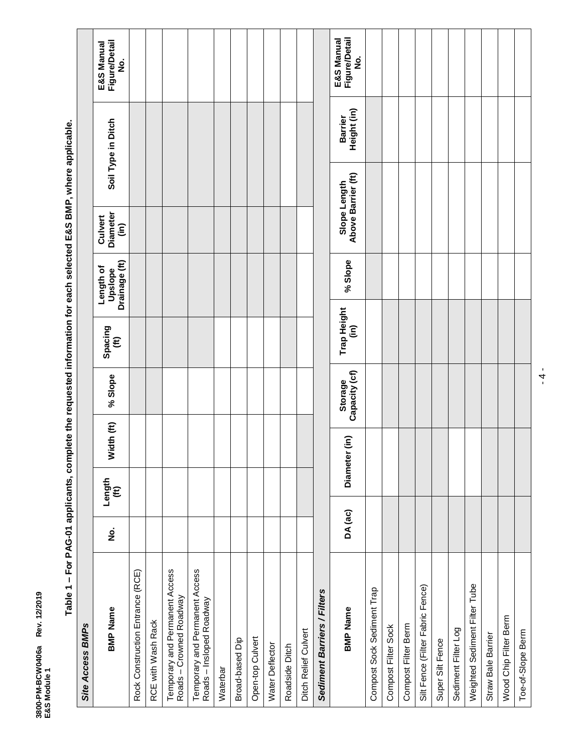## Table 1 – For PAG-01 applicants, complete the requested information for each selected E&S BMP, where applicable.

| *Site Access BMPs* | | | | | | | | | | |
|---|---|---|---|---|---|---|---|---|---|---|
| **BMP Name** | **No.** | **Length (ft)** | **Width (ft)** | **% Slope** | **Spacing (ft)** | **Length of Upslope Drainage (ft)** | **Culvert Diameter (in)** | **Soil Type in Ditch** | | **E&S Manual Figure/Detail No.** |
| Rock Construction Entrance (RCE) | | | | | | | | | | |
| RCE with Wash Rack | | | | | | | | | | |
| Temporary and Permanent Access Roads – Crowned Roadway | | | | | | | | | | |
| Temporary and Permanent Access Roads – Insloped Roadway | | | | | | | | | | |
| Waterbar | | | | | | | | | | |
| Broad-based Dip | | | | | | | | | | |
| Open-top Culvert | | | | | | | | | | |
| Water Deflector | | | | | | | | | | |
| Roadside Ditch | | | | | | | | | | |
| Ditch Relief Culvert | | | | | | | | | | |
| ***Sediment Barriers / Filters*** | | | | | | | | | | |
| **BMP Name** | **DA (ac)** | **Diameter (in)** | | **Storage Capacity (cf)** | **Trap Height (in)** | **% Slope** | **Slope Length Above Barrier (ft)** | | **Barrier Height (in)** | **E&S Manual Figure/Detail No.** |
| Compost Sock Sediment Trap | | | | | | | | | | |
| Compost Filter Sock | | | | | | | | | | |
| Compost Filter Berm | | | | | | | | | | |
| Silt Fence (Filter Fabric Fence) | | | | | | | | | | |
| Super Silt Fence | | | | | | | | | | |
| Sediment Filter Log | | | | | | | | | | |
| Weighted Sediment Filter Tube | | | | | | | | | | |
| Straw Bale Barrier | | | | | | | | | | |
| Wood Chip Filter Berm | | | | | | | | | | |
| Toe-of-Slope Berm | | | | | | | | | | |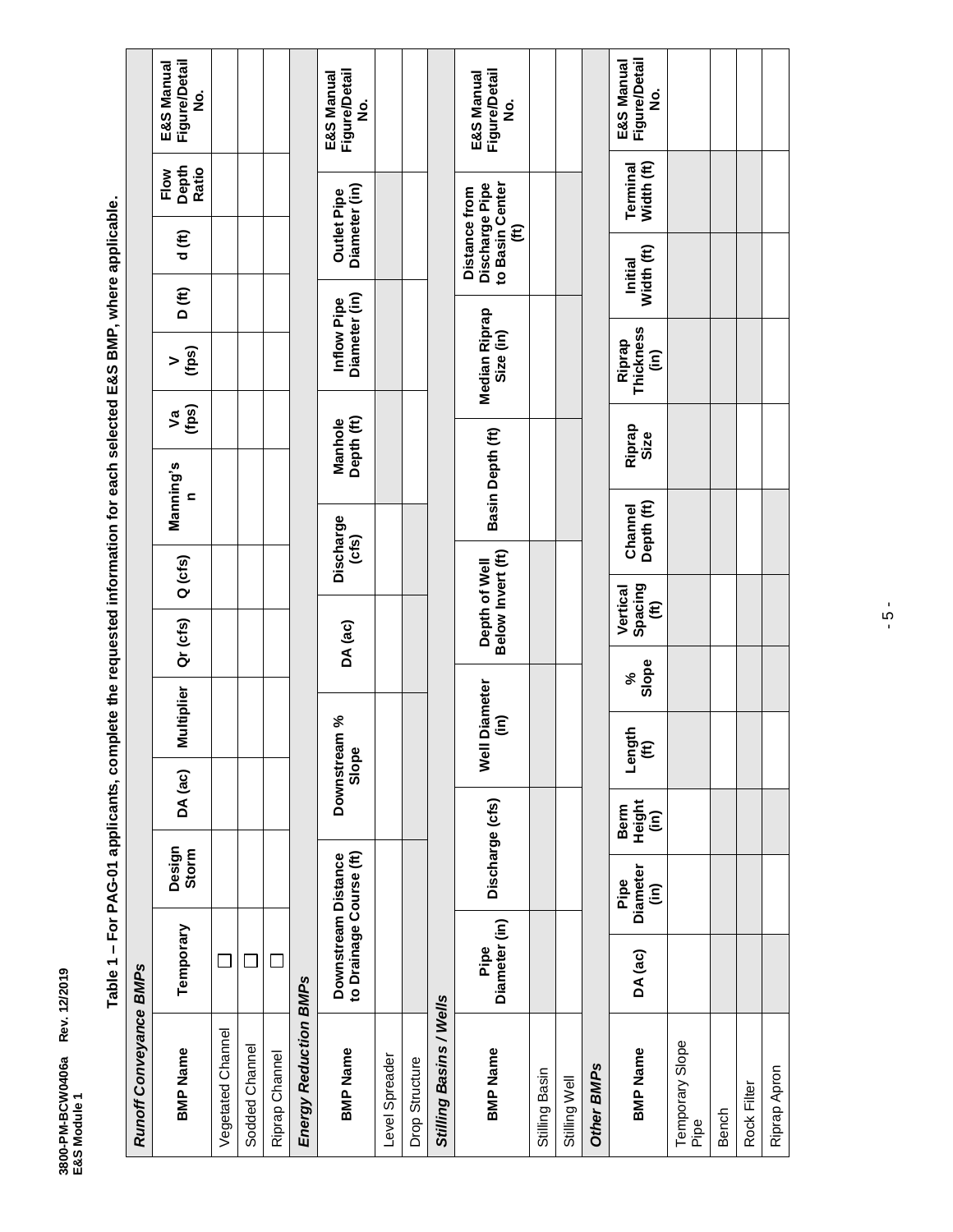**Table 1 – For PAG-01 applicants, complete the requested information for each selected E&S BMP, where applicable.**

***Runoff Conveyance BMPs***

| BMP Name | Temporary | Design Storm | DA (ac) | Multiplier | Qr (cfs) | Q (cfs) | Manning's n | Va (fps) | V (fps) | D (ft) | d (ft) | Flow Depth Ratio | E&S Manual Figure/Detail No. |
|---|---|---|---|---|---|---|---|---|---|---|---|---|---|
| Vegetated Channel | ☐ | | | | | | | | | | | | |
| Sodded Channel | ☐ | | | | | | | | | | | | |
| Riprap Channel | ☐ | | | | | | | | | | | | |

***Energy Reduction BMPs***

| BMP Name | Downstream Distance to Drainage Course (ft) | Downstream % Slope | DA (ac) | Discharge (cfs) | Manhole Depth (ft) | Inflow Pipe Diameter (in) | Outlet Pipe Diameter (in) | E&S Manual Figure/Detail No. |
|---|---|---|---|---|---|---|---|---|
| Level Spreader | | | | | | | | |
| Drop Structure | | | | | | | | |

***Stilling Basins / Wells***

| BMP Name | Pipe Diameter (in) | Discharge (cfs) | Well Diameter (in) | Depth of Well Below Invert (ft) | Basin Depth (ft) | Median Riprap Size (in) | Distance from Discharge Pipe to Basin Center (ft) | E&S Manual Figure/Detail No. |
|---|---|---|---|---|---|---|---|---|
| Stilling Basin | | | | | | | | |
| Stilling Well | | | | | | | | |

***Other BMPs***

| BMP Name | DA (ac) | Pipe Diameter (in) | Berm Height (in) | Length (ft) | % Slope | Vertical Spacing (ft) | Channel Depth (ft) | Riprap Size | Riprap Thickness (in) | Initial Width (ft) | Terminal Width (ft) | E&S Manual Figure/Detail No. |
|---|---|---|---|---|---|---|---|---|---|---|---|---|
| Temporary Slope Pipe | | | | | | | | | | | | |
| Bench | | | | | | | | | | | | |
| Rock Filter | | | | | | | | | | | | |
| Riprap Apron | | | | | | | | | | | | |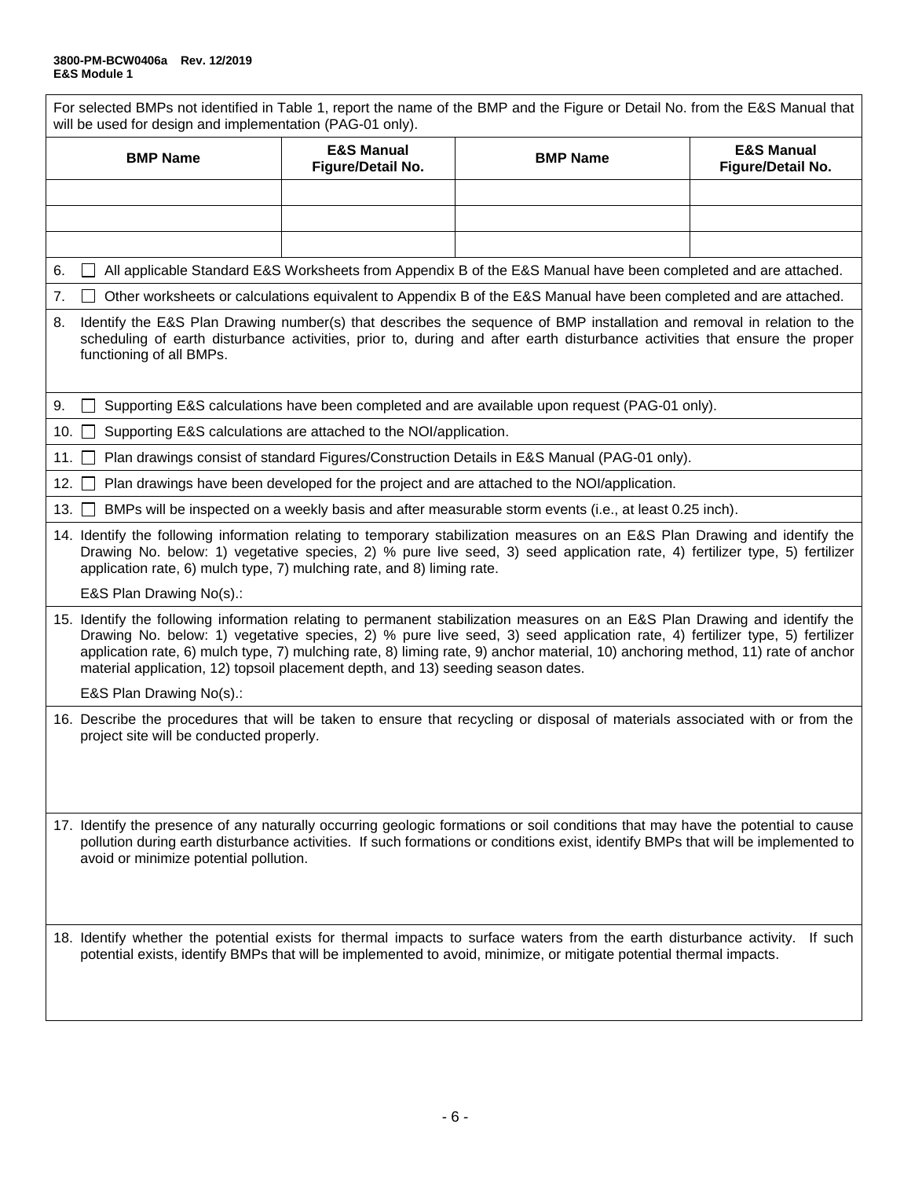For selected BMPs not identified in Table 1, report the name of the BMP and the Figure or Detail No. from the E&S Manual that will be used for design and implementation (PAG-01 only).

| BMP Name | E&S Manual Figure/Detail No. | BMP Name | E&S Manual Figure/Detail No. |
|---|---|---|---|
| | | | |
| | | | |
| | | | |

6. ☐ All applicable Standard E&S Worksheets from Appendix B of the E&S Manual have been completed and are attached.

7. ☐ Other worksheets or calculations equivalent to Appendix B of the E&S Manual have been completed and are attached.

8. Identify the E&S Plan Drawing number(s) that describes the sequence of BMP installation and removal in relation to the scheduling of earth disturbance activities, prior to, during and after earth disturbance activities that ensure the proper functioning of all BMPs.

9. ☐ Supporting E&S calculations have been completed and are available upon request (PAG-01 only).

10. ☐ Supporting E&S calculations are attached to the NOI/application.

11. ☐ Plan drawings consist of standard Figures/Construction Details in E&S Manual (PAG-01 only).

12. ☐ Plan drawings have been developed for the project and are attached to the NOI/application.

13. ☐ BMPs will be inspected on a weekly basis and after measurable storm events (i.e., at least 0.25 inch).

14. Identify the following information relating to temporary stabilization measures on an E&S Plan Drawing and identify the Drawing No. below: 1) vegetative species, 2) % pure live seed, 3) seed application rate, 4) fertilizer type, 5) fertilizer application rate, 6) mulch type, 7) mulching rate, and 8) liming rate.

    E&S Plan Drawing No(s).:

15. Identify the following information relating to permanent stabilization measures on an E&S Plan Drawing and identify the Drawing No. below: 1) vegetative species, 2) % pure live seed, 3) seed application rate, 4) fertilizer type, 5) fertilizer application rate, 6) mulch type, 7) mulching rate, 8) liming rate, 9) anchor material, 10) anchoring method, 11) rate of anchor material application, 12) topsoil placement depth, and 13) seeding season dates.

    E&S Plan Drawing No(s).:

16. Describe the procedures that will be taken to ensure that recycling or disposal of materials associated with or from the project site will be conducted properly.

17. Identify the presence of any naturally occurring geologic formations or soil conditions that may have the potential to cause pollution during earth disturbance activities. If such formations or conditions exist, identify BMPs that will be implemented to avoid or minimize potential pollution.

18. Identify whether the potential exists for thermal impacts to surface waters from the earth disturbance activity. If such potential exists, identify BMPs that will be implemented to avoid, minimize, or mitigate potential thermal impacts.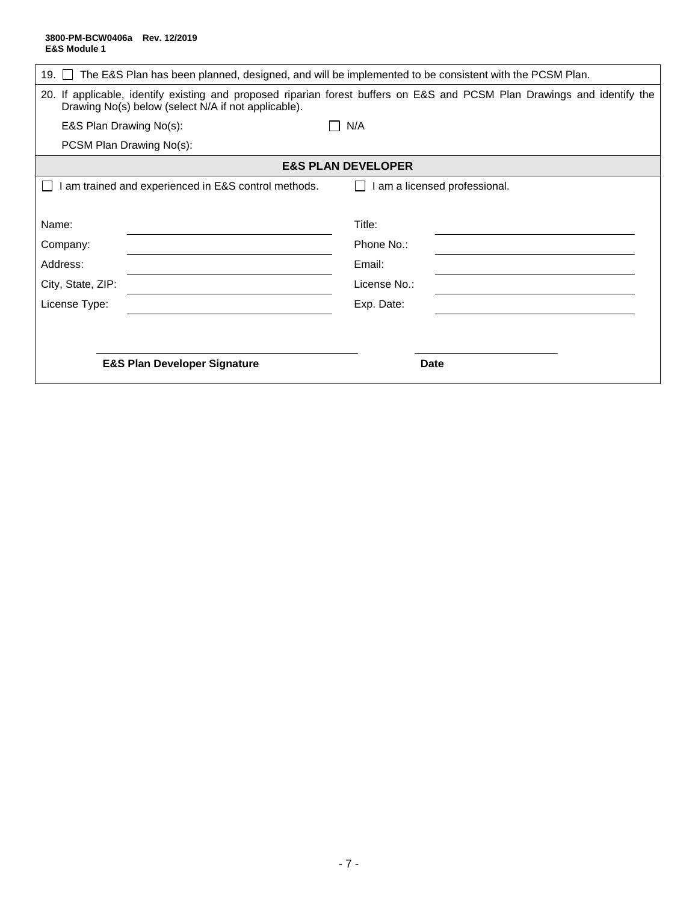19. ☐ The E&S Plan has been planned, designed, and will be implemented to be consistent with the PCSM Plan.

20. If applicable, identify existing and proposed riparian forest buffers on E&S and PCSM Plan Drawings and identify the Drawing No(s) below (select N/A if not applicable).

E&S Plan Drawing No(s): ☐ N/A

PCSM Plan Drawing No(s):

## E&S PLAN DEVELOPER

☐ I am trained and experienced in E&S control methods. ☐ I am a licensed professional.

| | | | |
|---|---|---|---|
| Name: | | Title: | |
| Company: | | Phone No.: | |
| Address: | | Email: | |
| City, State, ZIP: | | License No.: | |
| License Type: | | Exp. Date: | |

**E&S Plan Developer Signature** **Date**